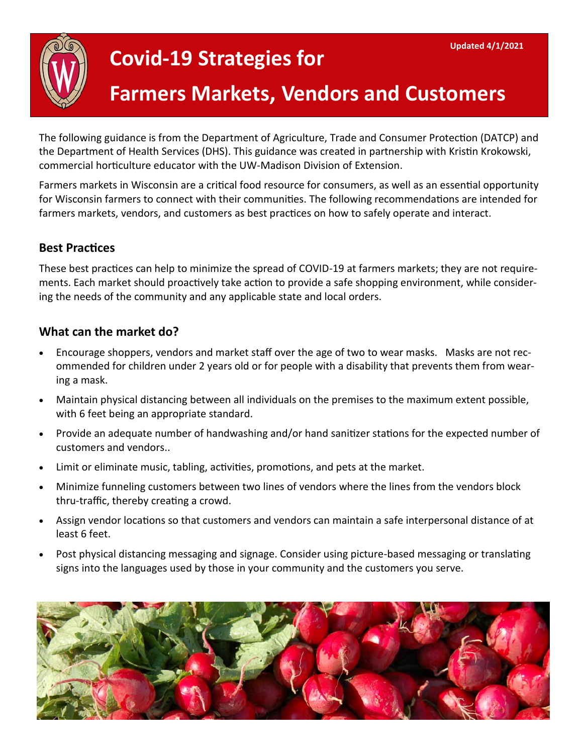Updated 4/1/2021

# Covid-19 Strategies for Farmers Markets, Vendors and Customers

The following guidance is from the Department of Agriculture, Trade and Consumer Protection (DATCP) and the Department of Health Services (DHS). This guidance was created in partnership with Kristin Krokowski, commercial horticulture educator with the UW-Madison Division of Extension.

Farmers markets in Wisconsin are a critical food resource for consumers, as well as an essential opportunity for Wisconsin farmers to connect with their communities. The following recommendations are intended for farmers markets, vendors, and customers as best practices on how to safely operate and interact.

## Best Practices

These best practices can help to minimize the spread of COVID-19 at farmers markets; they are not requirements. Each market should proactively take action to provide a safe shopping environment, while considering the needs of the community and any applicable state and local orders.

## What can the market do?

- Encourage shoppers, vendors and market staff over the age of two to wear masks. Masks are not recommended for children under 2 years old or for people with a disability that prevents them from wearing a mask.
- Maintain physical distancing between all individuals on the premises to the maximum extent possible, with 6 feet being an appropriate standard.
- Provide an adequate number of handwashing and/or hand sanitizer stations for the expected number of customers and vendors..
- Limit or eliminate music, tabling, activities, promotions, and pets at the market.
- Minimize funneling customers between two lines of vendors where the lines from the vendors block thru-traffic, thereby creating a crowd.
- Assign vendor locations so that customers and vendors can maintain a safe interpersonal distance of at least 6 feet.
- Post physical distancing messaging and signage. Consider using picture-based messaging or translating signs into the languages used by those in your community and the customers you serve.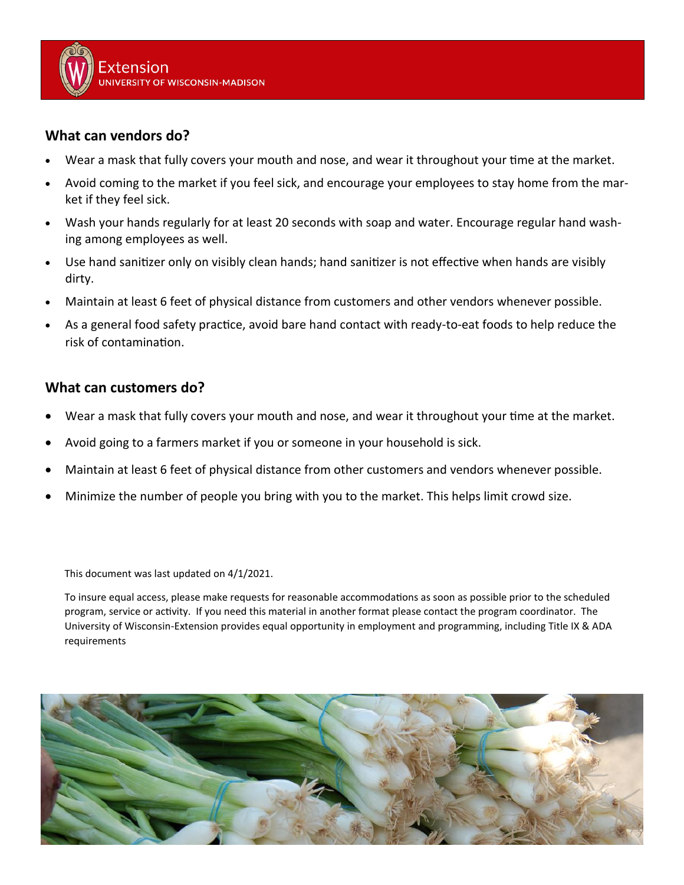## What can vendors do?

- Wear a mask that fully covers your mouth and nose, and wear it throughout your time at the market.
- Avoid coming to the market if you feel sick, and encourage your employees to stay home from the market if they feel sick.
- Wash your hands regularly for at least 20 seconds with soap and water. Encourage regular hand washing among employees as well.
- Use hand sanitizer only on visibly clean hands; hand sanitizer is not effective when hands are visibly dirty.
- Maintain at least 6 feet of physical distance from customers and other vendors whenever possible.
- As a general food safety practice, avoid bare hand contact with ready-to-eat foods to help reduce the risk of contamination.

## What can customers do?

- Wear a mask that fully covers your mouth and nose, and wear it throughout your time at the market.
- Avoid going to a farmers market if you or someone in your household is sick.
- Maintain at least 6 feet of physical distance from other customers and vendors whenever possible.
- Minimize the number of people you bring with you to the market. This helps limit crowd size.

This document was last updated on 4/1/2021.

To insure equal access, please make requests for reasonable accommodations as soon as possible prior to the scheduled program, service or activity. If you need this material in another format please contact the program coordinator. The University of Wisconsin-Extension provides equal opportunity in employment and programming, including Title IX & ADA requirements